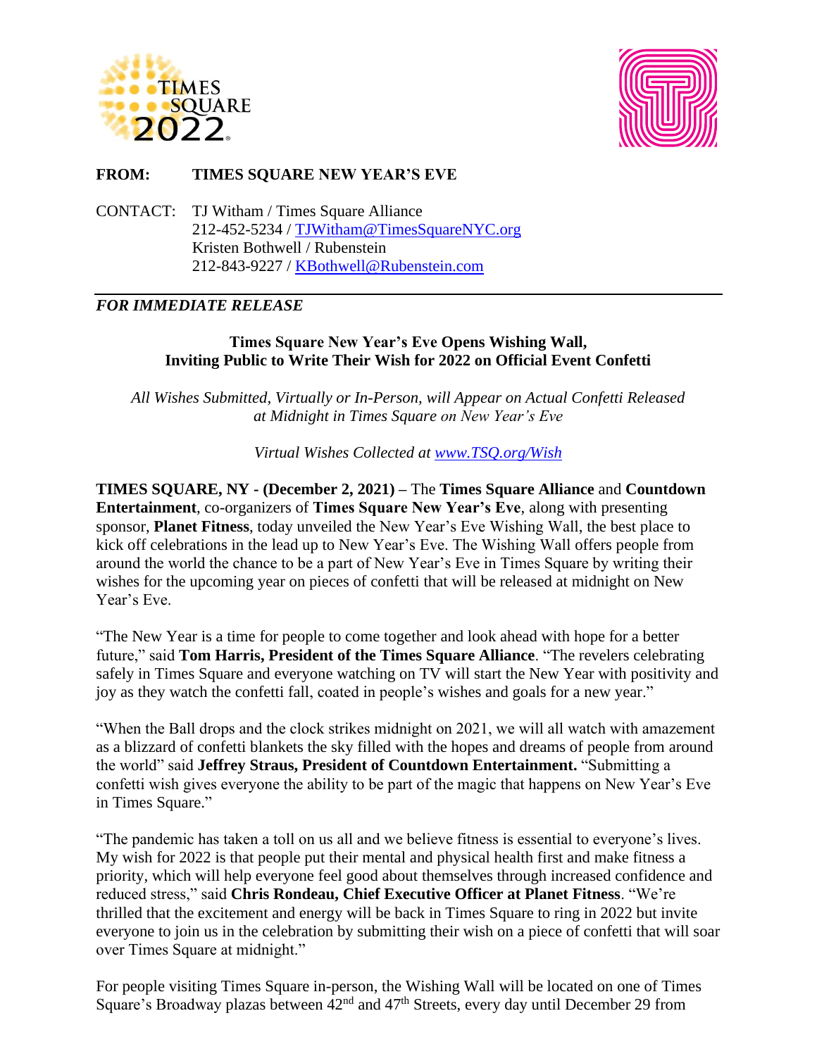**FROM: TIMES SQUARE NEW YEAR'S EVE**

CONTACT: TJ Witham / Times Square Alliance
212-452-5234 / TJWitham@TimesSquareNYC.org
Kristen Bothwell / Rubenstein
212-843-9227 / KBothwell@Rubenstein.com

---

***FOR IMMEDIATE RELEASE***

**Times Square New Year's Eve Opens Wishing Wall,
Inviting Public to Write Their Wish for 2022 on Official Event Confetti**

*All Wishes Submitted, Virtually or In-Person, will Appear on Actual Confetti Released at Midnight in Times Square on New Year's Eve*

*Virtual Wishes Collected at www.TSQ.org/Wish*

**TIMES SQUARE, NY - (December 2, 2021) –** The **Times Square Alliance** and **Countdown Entertainment**, co-organizers of **Times Square New Year's Eve**, along with presenting sponsor, **Planet Fitness**, today unveiled the New Year's Eve Wishing Wall, the best place to kick off celebrations in the lead up to New Year's Eve. The Wishing Wall offers people from around the world the chance to be a part of New Year's Eve in Times Square by writing their wishes for the upcoming year on pieces of confetti that will be released at midnight on New Year's Eve.

"The New Year is a time for people to come together and look ahead with hope for a better future," said **Tom Harris, President of the Times Square Alliance**. "The revelers celebrating safely in Times Square and everyone watching on TV will start the New Year with positivity and joy as they watch the confetti fall, coated in people's wishes and goals for a new year."

"When the Ball drops and the clock strikes midnight on 2021, we will all watch with amazement as a blizzard of confetti blankets the sky filled with the hopes and dreams of people from around the world" said **Jeffrey Straus, President of Countdown Entertainment.** "Submitting a confetti wish gives everyone the ability to be part of the magic that happens on New Year's Eve in Times Square."

"The pandemic has taken a toll on us all and we believe fitness is essential to everyone's lives. My wish for 2022 is that people put their mental and physical health first and make fitness a priority, which will help everyone feel good about themselves through increased confidence and reduced stress," said **Chris Rondeau, Chief Executive Officer at Planet Fitness**. "We're thrilled that the excitement and energy will be back in Times Square to ring in 2022 but invite everyone to join us in the celebration by submitting their wish on a piece of confetti that will soar over Times Square at midnight."

For people visiting Times Square in-person, the Wishing Wall will be located on one of Times Square's Broadway plazas between 42nd and 47th Streets, every day until December 29 from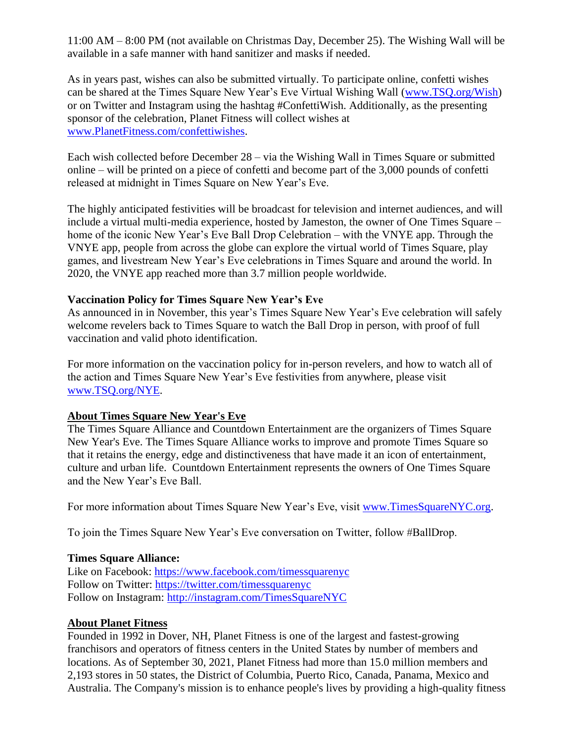11:00 AM – 8:00 PM (not available on Christmas Day, December 25). The Wishing Wall will be available in a safe manner with hand sanitizer and masks if needed.

As in years past, wishes can also be submitted virtually. To participate online, confetti wishes can be shared at the Times Square New Year's Eve Virtual Wishing Wall ([www.TSQ.org/Wish](www.TSQ.org/Wish)) or on Twitter and Instagram using the hashtag #ConfettiWish. Additionally, as the presenting sponsor of the celebration, Planet Fitness will collect wishes at [www.PlanetFitness.com/confettiwishes](www.PlanetFitness.com/confettiwishes).

Each wish collected before December 28 – via the Wishing Wall in Times Square or submitted online – will be printed on a piece of confetti and become part of the 3,000 pounds of confetti released at midnight in Times Square on New Year's Eve.

The highly anticipated festivities will be broadcast for television and internet audiences, and will include a virtual multi-media experience, hosted by Jameston, the owner of One Times Square – home of the iconic New Year's Eve Ball Drop Celebration – with the VNYE app. Through the VNYE app, people from across the globe can explore the virtual world of Times Square, play games, and livestream New Year's Eve celebrations in Times Square and around the world. In 2020, the VNYE app reached more than 3.7 million people worldwide.

**Vaccination Policy for Times Square New Year's Eve**
As announced in in November, this year's Times Square New Year's Eve celebration will safely welcome revelers back to Times Square to watch the Ball Drop in person, with proof of full vaccination and valid photo identification.

For more information on the vaccination policy for in-person revelers, and how to watch all of the action and Times Square New Year's Eve festivities from anywhere, please visit [www.TSQ.org/NYE](www.TSQ.org/NYE).

**<u>About Times Square New Year's Eve</u>**
The Times Square Alliance and Countdown Entertainment are the organizers of Times Square New Year's Eve. The Times Square Alliance works to improve and promote Times Square so that it retains the energy, edge and distinctiveness that have made it an icon of entertainment, culture and urban life. Countdown Entertainment represents the owners of One Times Square and the New Year's Eve Ball.

For more information about Times Square New Year's Eve, visit [www.TimesSquareNYC.org](www.TimesSquareNYC.org).

To join the Times Square New Year's Eve conversation on Twitter, follow #BallDrop.

**Times Square Alliance:**
Like on Facebook: [https://www.facebook.com/timessquarenyc](https://www.facebook.com/timessquarenyc)
Follow on Twitter: [https://twitter.com/timessquarenyc](https://twitter.com/timessquarenyc)
Follow on Instagram: [http://instagram.com/TimesSquareNYC](http://instagram.com/TimesSquareNYC)

**<u>About Planet Fitness</u>**
Founded in 1992 in Dover, NH, Planet Fitness is one of the largest and fastest-growing franchisors and operators of fitness centers in the United States by number of members and locations. As of September 30, 2021, Planet Fitness had more than 15.0 million members and 2,193 stores in 50 states, the District of Columbia, Puerto Rico, Canada, Panama, Mexico and Australia. The Company's mission is to enhance people's lives by providing a high-quality fitness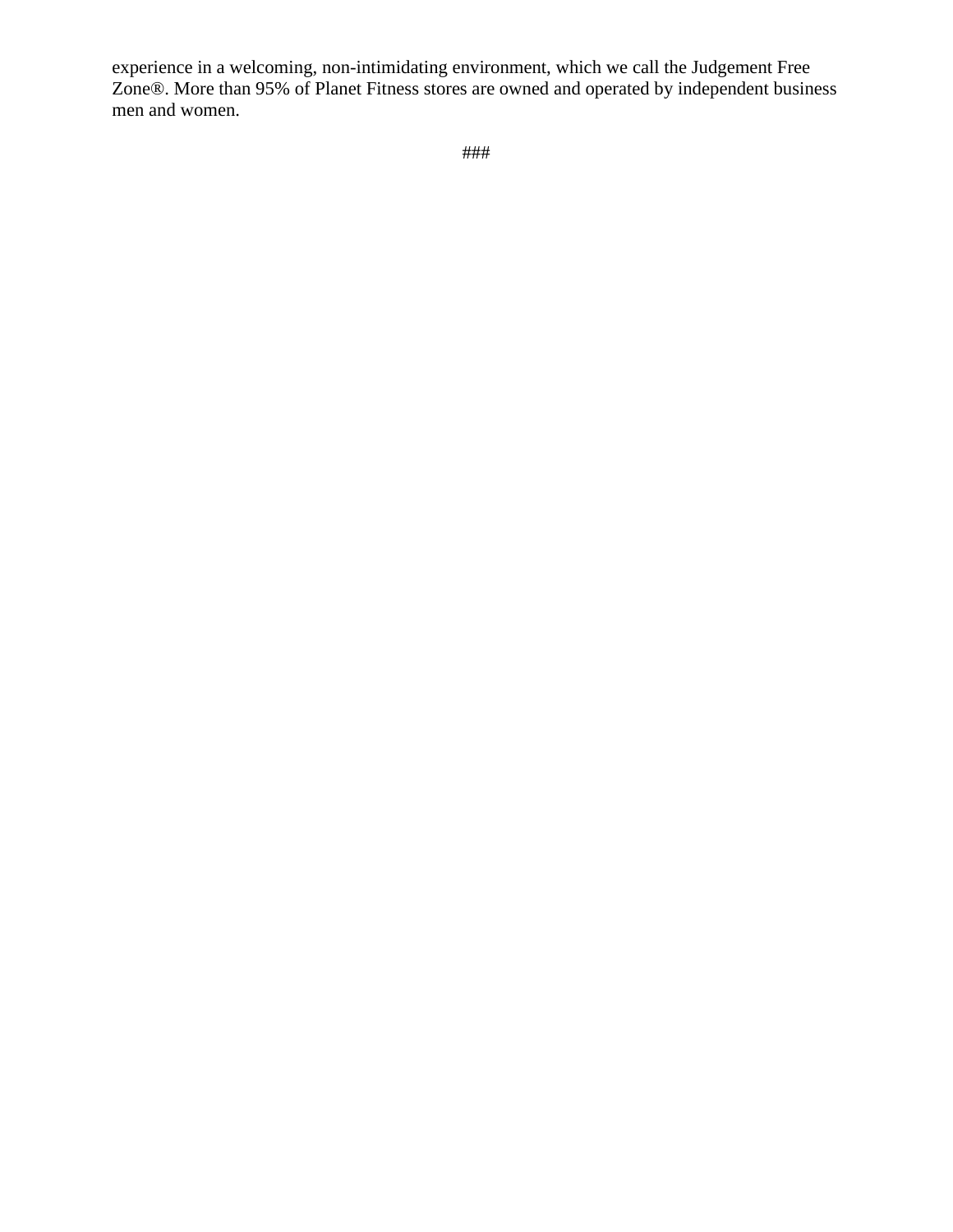experience in a welcoming, non-intimidating environment, which we call the Judgement Free Zone®. More than 95% of Planet Fitness stores are owned and operated by independent business men and women.

###